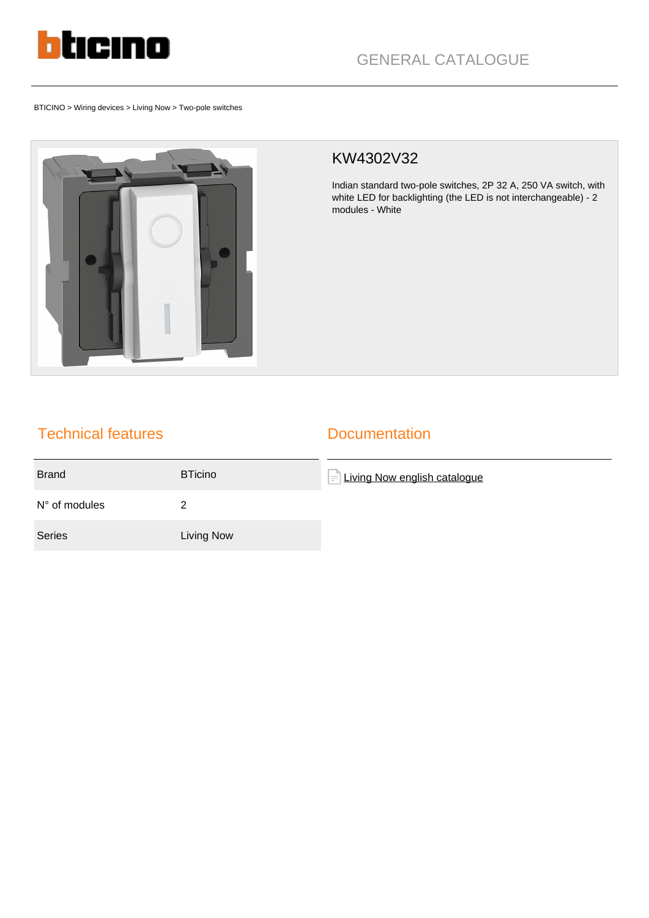GENERAL CATALOGUE

BTICINO > Wiring devices > Living Now > Two-pole switches

# KW4302V32

Indian standard two-pole switches, 2P 32 A, 250 VA switch, with white LED for backlighting (the LED is not interchangeable) - 2 modules - White

## Technical features

| | |
|---|---|
| Brand | BTicino |
| N° of modules | 2 |
| Series | Living Now |

## Documentation

Living Now english catalogue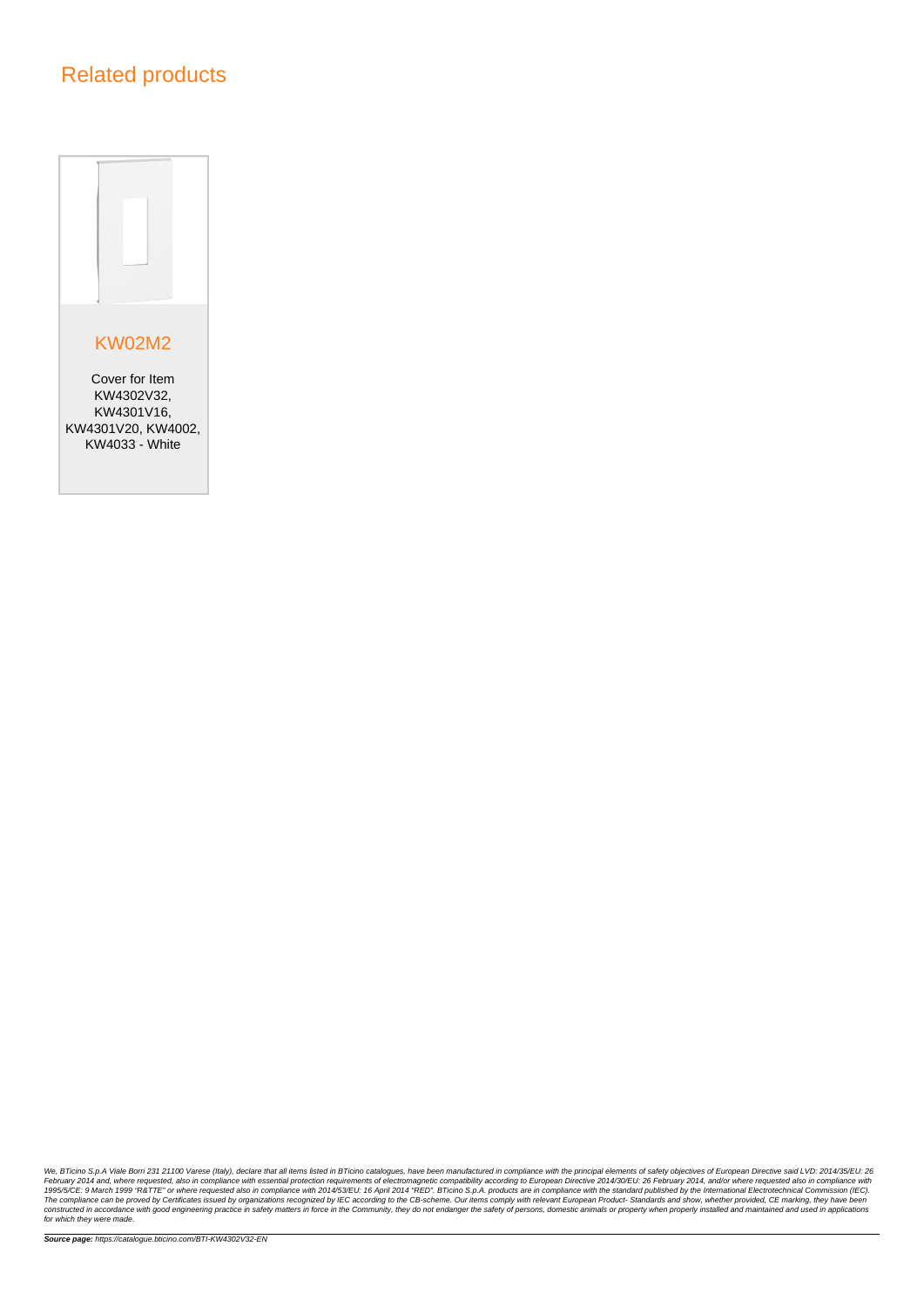## Related products

### KW02M2

Cover for Item KW4302V32, KW4301V16, KW4301V20, KW4002, KW4033 - White

*We, BTicino S.p.A Viale Borri 231 21100 Varese (Italy), declare that all items listed in BTicino catalogues, have been manufactured in compliance with the principal elements of safety objectives of European Directive said LVD: 2014/35/EU: 26 February 2014 and, where requested, also in compliance with essential protection requirements of electromagnetic compatibility according to European Directive 2014/30/EU: 26 February 2014, and/or where requested also in compliance with 1995/5/CE: 9 March 1999 "R&TTE" or where requested also in compliance with 2014/53/EU: 16 April 2014 "RED". BTicino S.p.A. products are in compliance with the standard published by the International Electrotechnical Commission (IEC). The compliance can be proved by Certificates issued by organizations recognized by IEC according to the CB-scheme. Our items comply with relevant European Product- Standards and show, whether provided, CE marking, they have been constructed in accordance with good engineering practice in safety matters in force in the Community, they do not endanger the safety of persons, domestic animals or property when properly installed and maintained and used in applications for which they were made.*

**Source page:** *https://catalogue.bticino.com/BTI-KW4302V32-EN*